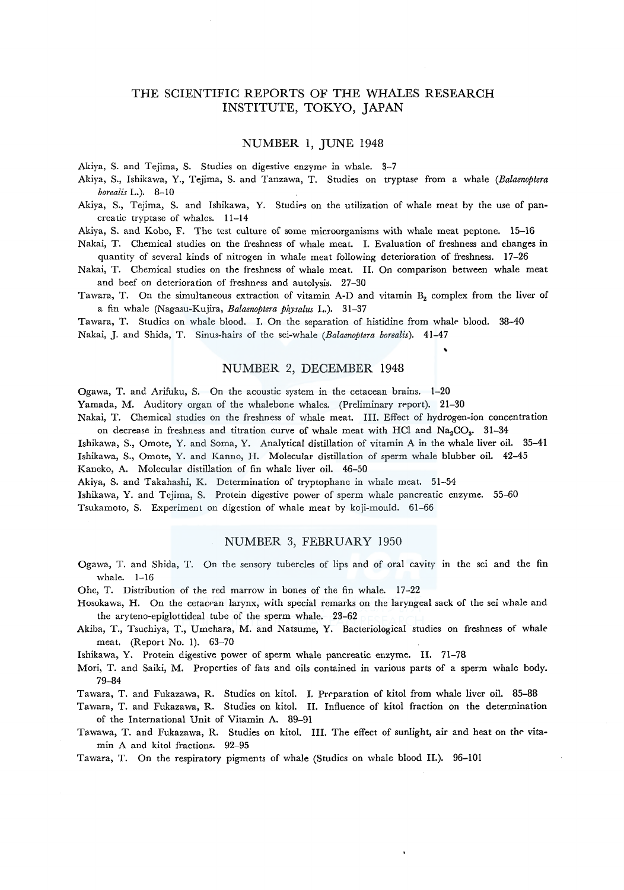# THE SCIENTIFIC REPORTS OF THE WHALES RESEARCH INSTITUTE, TOKYO, JAPAN

## NUMBER 1, JUNE 1948

Akiya, S. and Tejima, S. Studies on digestive enzyme in whale. 3–7

Akiya, S., Ishikawa, Y., Tejima, S. and Tanzawa, T. Studies on tryptase from a whale (*Balaenoptera borealis* L.). 8–10

Akiya, S., Tejima, S. and Ishikawa, Y. Studies on the utilization of whale meat by the use of pancreatic tryptase of whales. 11–14

Akiya, S. and Kobo, F. The test culture of some microorganisms with whale meat peptone. 15–16

Nakai, T. Chemical studies on the freshness of whale meat. I. Evaluation of freshness and changes in quantity of several kinds of nitrogen in whale meat following deterioration of freshness. 17–26

Nakai, T. Chemical studies on the freshness of whale meat. II. On comparison between whale meat and beef on deterioration of freshness and autolysis. 27–30

Tawara, T. On the simultaneous extraction of vitamin A-D and vitamin $B_2$ complex from the liver of a fin whale (Nagasu-Kujira, *Balaenoptera physalus* L.). 31–37

Tawara, T. Studies on whale blood. I. On the separation of histidine from whale blood. 38–40

Nakai, J. and Shida, T. Sinus-hairs of the sei-whale (*Balaenoptera borealis*). 41–47

## NUMBER 2, DECEMBER 1948

Ogawa, T. and Arifuku, S. On the acoustic system in the cetacean brains. 1–20

Yamada, M. Auditory organ of the whalebone whales. (Preliminary report). 21–30

Nakai, T. Chemical studies on the freshness of whale meat. III. Effect of hydrogen-ion concentration on decrease in freshness and titration curve of whale meat with HCl and $Na_2CO_3$. 31–34

Ishikawa, S., Omote, Y. and Soma, Y. Analytical distillation of vitamin A in the whale liver oil. 35–41

Ishikawa, S., Omote, Y. and Kanno, H. Molecular distillation of sperm whale blubber oil. 42–45

Kaneko, A. Molecular distillation of fin whale liver oil. 46–50

Akiya, S. and Takahashi, K. Determination of tryptophane in whale meat. 51–54

Ishikawa, Y. and Tejima, S. Protein digestive power of sperm whale pancreatic enzyme. 55–60

Tsukamoto, S. Experiment on digestion of whale meat by koji-mould. 61–66

## NUMBER 3, FEBRUARY 1950

Ogawa, T. and Shida, T. On the sensory tubercles of lips and of oral cavity in the sei and the fin whale. 1–16

Ohe, T. Distribution of the red marrow in bones of the fin whale. 17–22

Hosokawa, H. On the cetacean larynx, with special remarks on the laryngeal sack of the sei whale and the aryteno-epiglottideal tube of the sperm whale. 23–62

Akiba, T., Tsuchiya, T., Umehara, M. and Natsume, Y. Bacteriological studies on freshness of whale meat. (Report No. 1). 63–70

Ishikawa, Y. Protein digestive power of sperm whale pancreatic enzyme. II. 71–78

Mori, T. and Saiki, M. Properties of fats and oils contained in various parts of a sperm whale body. 79–84

Tawara, T. and Fukazawa, R. Studies on kitol. I. Preparation of kitol from whale liver oil. 85–88

Tawara, T. and Fukazawa, R. Studies on kitol. II. Influence of kitol fraction on the determination of the International Unit of Vitamin A. 89–91

Tawawa, T. and Fukazawa, R. Studies on kitol. III. The effect of sunlight, air and heat on the vitamin A and kitol fractions. 92–95

Tawara, T. On the respiratory pigments of whale (Studies on whale blood II.). 96–101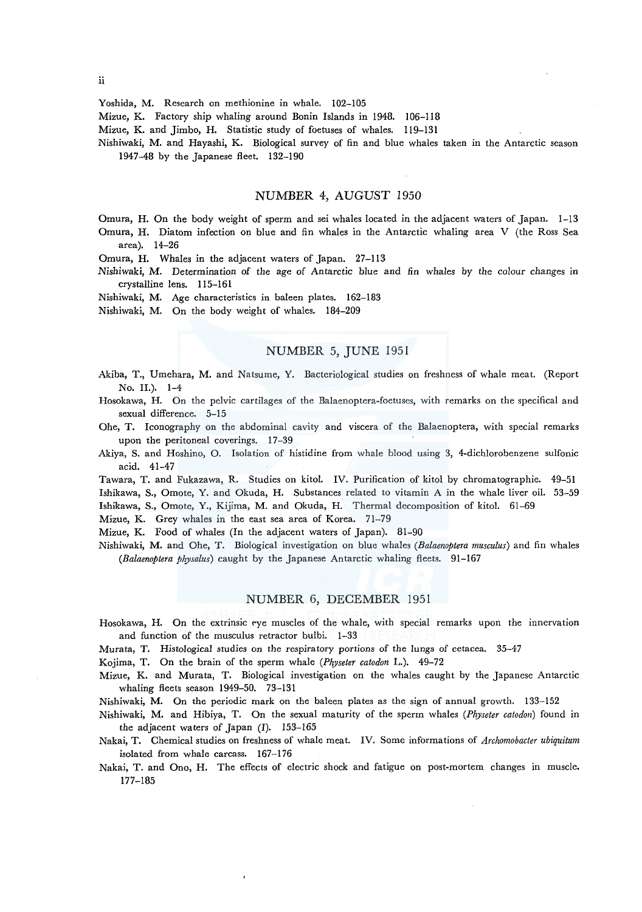Yoshida, M. Research on methionine in whale. 102–105

Mizue, K. Factory ship whaling around Bonin Islands in 1948. 106–118

Mizue, K. and Jimbo, H. Statistic study of foetuses of whales. 119–131

Nishiwaki, M. and Hayashi, K. Biological survey of fin and blue whales taken in the Antarctic season 1947–48 by the Japanese fleet. 132–190

## NUMBER 4, AUGUST 1950

Omura, H. On the body weight of sperm and sei whales located in the adjacent waters of Japan. 1–13

Omura, H. Diatom infection on blue and fin whales in the Antarctic whaling area V (the Ross Sea area). 14–26

Omura, H. Whales in the adjacent waters of Japan. 27–113

Nishiwaki, M. Determination of the age of Antarctic blue and fin whales by the colour changes in crystalline lens. 115–161

Nishiwaki, M. Age characteristics in baleen plates. 162–183

Nishiwaki, M. On the body weight of whales. 184–209

## NUMBER 5, JUNE 1951

Akiba, T., Umehara, M. and Natsume, Y. Bacteriological studies on freshness of whale meat. (Report No. II.). 1–4

Hosokawa, H. On the pelvic cartilages of the Balaenoptera-foetuses, with remarks on the specifical and sexual difference. 5–15

Ohe, T. Iconography on the abdominal cavity and viscera of the Balaenoptera, with special remarks upon the peritoneal coverings. 17–39

Akiya, S. and Hoshino, O. Isolation of histidine from whale blood using 3, 4-dichlorobenzene sulfonic acid. 41–47

Tawara, T. and Fukazawa, R. Studies on kitol. IV. Purification of kitol by chromatographie. 49–51

Ishikawa, S., Omote, Y. and Okuda, H. Substances related to vitamin A in the whale liver oil. 53–59

Ishikawa, S., Omote, Y., Kijima, M. and Okuda, H. Thermal decomposition of kitol. 61–69

Mizue, K. Grey whales in the east sea area of Korea. 71–79

Mizue, K. Food of whales (In the adjacent waters of Japan). 81–90

Nishiwaki, M. and Ohe, T. Biological investigation on blue whales (*Balaenoptera musculus*) and fin whales (*Balaenoptera physalus*) caught by the Japanese Antarctic whaling fleets. 91–167

## NUMBER 6, DECEMBER 1951

Hosokawa, H. On the extrinsic eye muscles of the whale, with special remarks upon the innervation and function of the musculus retractor bulbi. 1–33

Murata, T. Histological studies on the respiratory portions of the lungs of cetacea. 35–47

Kojima, T. On the brain of the sperm whale (*Physeter catodon* L.). 49–72

Mizue, K. and Murata, T. Biological investigation on the whales caught by the Japanese Antarctic whaling fleets season 1949–50. 73–131

Nishiwaki, M. On the periodic mark on the baleen plates as the sign of annual growth. 133–152

Nishiwaki, M. and Hibiya, T. On the sexual maturity of the sperm whales (*Physeter catodon*) found in the adjacent waters of Japan (I). 153–165

Nakai, T. Chemical studies on freshness of whale meat. IV. Some informations of *Archomobacter ubiquitum* isolated from whale carcass. 167–176

Nakai, T. and Ono, H. The effects of electric shock and fatigue on post-mortem changes in muscle. 177–185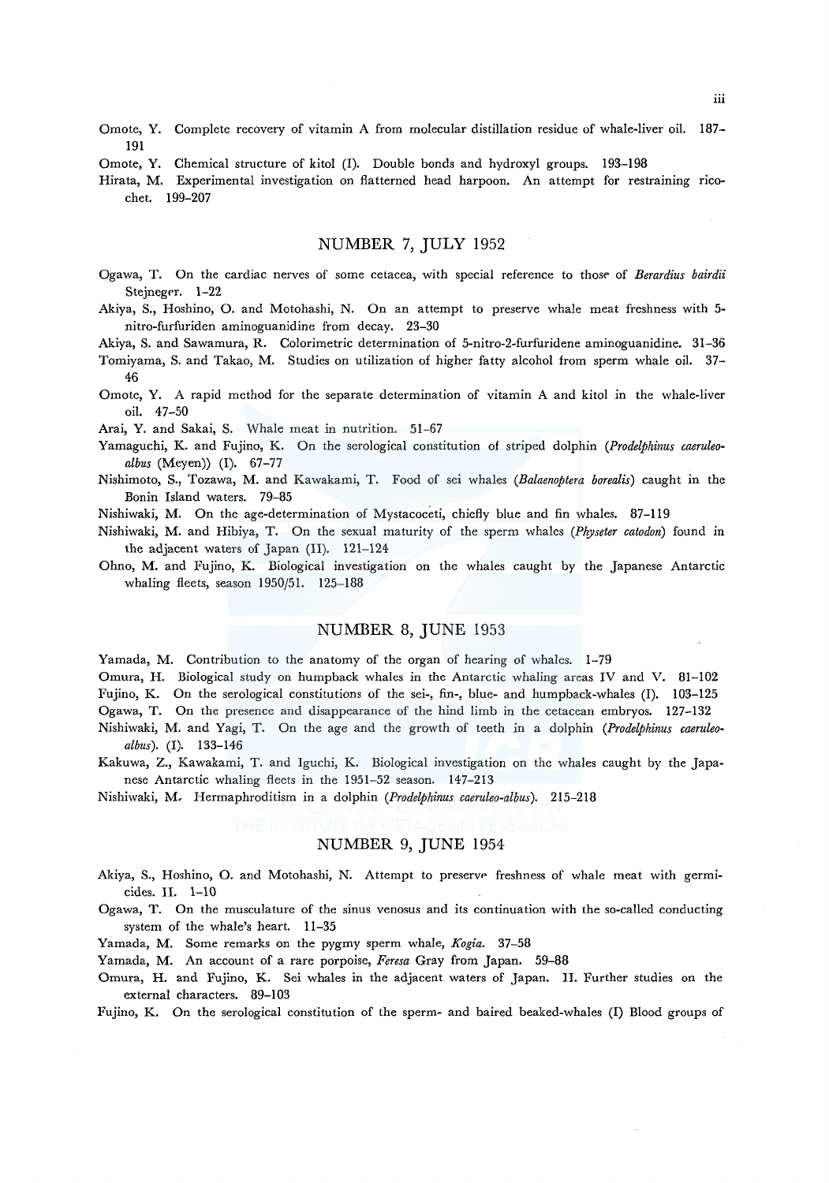Omote, Y. Complete recovery of vitamin A from molecular distillation residue of whale-liver oil. 187–191

Omote, Y. Chemical structure of kitol (I). Double bonds and hydroxyl groups. 193–198

Hirata, M. Experimental investigation on flatterned head harpoon. An attempt for restraining ricochet. 199–207

## NUMBER 7, JULY 1952

Ogawa, T. On the cardiac nerves of some cetacea, with special reference to those of *Berardius bairdii* Stejneger. 1–22

Akiya, S., Hoshino, O. and Motohashi, N. On an attempt to preserve whale meat freshness with 5-nitro-furfuriden aminoguanidine from decay. 23–30

Akiya, S. and Sawamura, R. Colorimetric determination of 5-nitro-2-furfuridene aminoguanidine. 31–36

Tomiyama, S. and Takao, M. Studies on utilization of higher fatty alcohol from sperm whale oil. 37–46

Omote, Y. A rapid method for the separate determination of vitamin A and kitol in the whale-liver oil. 47–50

Arai, Y. and Sakai, S. Whale meat in nutrition. 51–67

Yamaguchi, K. and Fujino, K. On the serological constitution of striped dolphin (*Prodelphinus caeruleo-albus* (Meyen)) (I). 67–77

Nishimoto, S., Tozawa, M. and Kawakami, T. Food of sei whales (*Balaenoptera borealis*) caught in the Bonin Island waters. 79–85

Nishiwaki, M. On the age-determination of Mystacoceti, chiefly blue and fin whales. 87–119

Nishiwaki, M. and Hibiya, T. On the sexual maturity of the sperm whales (*Physeter catodon*) found in the adjacent waters of Japan (II). 121–124

Ohno, M. and Fujino, K. Biological investigation on the whales caught by the Japanese Antarctic whaling fleets, season 1950/51. 125–188

## NUMBER 8, JUNE 1953

Yamada, M. Contribution to the anatomy of the organ of hearing of whales. 1–79

Omura, H. Biological study on humpback whales in the Antarctic whaling areas IV and V. 81–102

Fujino, K. On the serological constitutions of the sei-, fin-, blue- and humpback-whales (I). 103–125

Ogawa, T. On the presence and disappearance of the hind limb in the cetacean embryos. 127–132

Nishiwaki, M. and Yagi, T. On the age and the growth of teeth in a dolphin (*Prodelphinus caeruleo-albus*). (I). 133–146

Kakuwa, Z., Kawakami, T. and Iguchi, K. Biological investigation on the whales caught by the Japanese Antarctic whaling fleets in the 1951–52 season. 147–213

Nishiwaki, M. Hermaphroditism in a dolphin (*Prodelphinus caeruleo-albus*). 215–218

## NUMBER 9, JUNE 1954

Akiya, S., Hoshino, O. and Motohashi, N. Attempt to preserve freshness of whale meat with germicides. II. 1–10

Ogawa, T. On the musculature of the sinus venosus and its continuation with the so-called conducting system of the whale's heart. 11–35

Yamada, M. Some remarks on the pygmy sperm whale, *Kogia*. 37–58

Yamada, M. An account of a rare porpoise, *Feresa* Gray from Japan. 59–88

Omura, H. and Fujino, K. Sei whales in the adjacent waters of Japan. II. Further studies on the external characters. 89–103

Fujino, K. On the serological constitution of the sperm- and baired beaked-whales (I) Blood groups of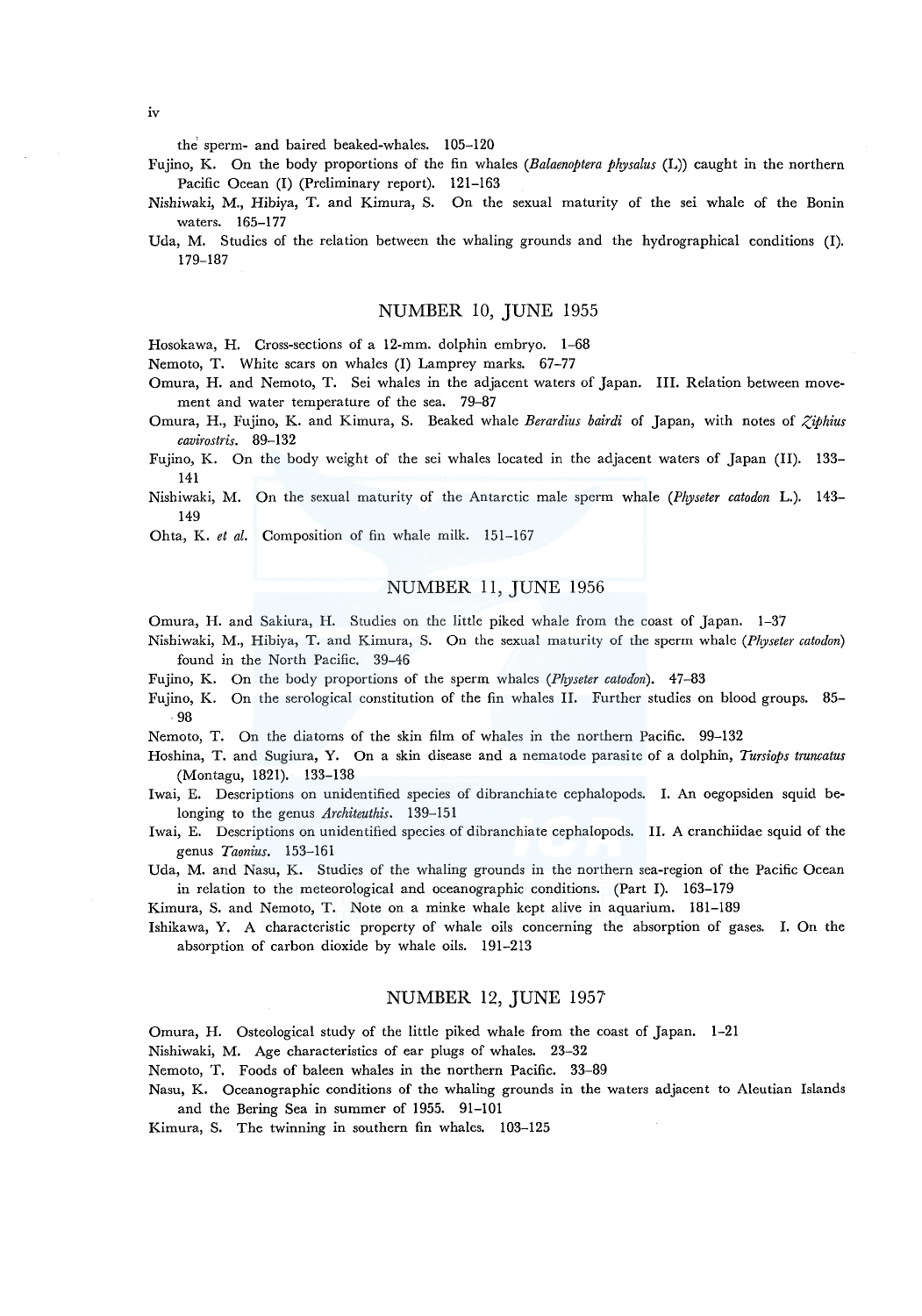the sperm- and baired beaked-whales. 105–120

Fujino, K. On the body proportions of the fin whales (*Balaenoptera physalus* (L)) caught in the northern Pacific Ocean (I) (Preliminary report). 121–163

Nishiwaki, M., Hibiya, T. and Kimura, S. On the sexual maturity of the sei whale of the Bonin waters. 165–177

Uda, M. Studies of the relation between the whaling grounds and the hydrographical conditions (I). 179–187

## NUMBER 10, JUNE 1955

Hosokawa, H. Cross-sections of a 12-mm. dolphin embryo. 1–68

Nemoto, T. White scars on whales (I) Lamprey marks. 67–77

Omura, H. and Nemoto, T. Sei whales in the adjacent waters of Japan. III. Relation between movement and water temperature of the sea. 79–87

Omura, H., Fujino, K. and Kimura, S. Beaked whale *Berardius bairdi* of Japan, with notes of *Ziphius cavirostris*. 89–132

Fujino, K. On the body weight of the sei whales located in the adjacent waters of Japan (II). 133–141

Nishiwaki, M. On the sexual maturity of the Antarctic male sperm whale (*Physeter catodon* L.). 143–149

Ohta, K. *et al.* Composition of fin whale milk. 151–167

## NUMBER 11, JUNE 1956

Omura, H. and Sakiura, H. Studies on the little piked whale from the coast of Japan. 1–37

Nishiwaki, M., Hibiya, T. and Kimura, S. On the sexual maturity of the sperm whale (*Physeter catodon*) found in the North Pacific. 39–46

Fujino, K. On the body proportions of the sperm whales (*Physeter catodon*). 47–83

Fujino, K. On the serological constitution of the fin whales II. Further studies on blood groups. 85–98

Nemoto, T. On the diatoms of the skin film of whales in the northern Pacific. 99–132

Hoshina, T. and Sugiura, Y. On a skin disease and a nematode parasite of a dolphin, *Tursiops truncatus* (Montagu, 1821). 133–138

Iwai, E. Descriptions on unidentified species of dibranchiate cephalopods. I. An oegopsiden squid belonging to the genus *Architeuthis*. 139–151

Iwai, E. Descriptions on unidentified species of dibranchiate cephalopods. II. A cranchiidae squid of the genus *Taonius*. 153–161

Uda, M. and Nasu, K. Studies of the whaling grounds in the northern sea-region of the Pacific Ocean in relation to the meteorological and oceanographic conditions. (Part I). 163–179

Kimura, S. and Nemoto, T. Note on a minke whale kept alive in aquarium. 181–189

Ishikawa, Y. A characteristic property of whale oils concerning the absorption of gases. I. On the absorption of carbon dioxide by whale oils. 191–213

## NUMBER 12, JUNE 1957

Omura, H. Osteological study of the little piked whale from the coast of Japan. 1–21

Nishiwaki, M. Age characteristics of ear plugs of whales. 23–32

Nemoto, T. Foods of baleen whales in the northern Pacific. 33–89

Nasu, K. Oceanographic conditions of the whaling grounds in the waters adjacent to Aleutian Islands and the Bering Sea in summer of 1955. 91–101

Kimura, S. The twinning in southern fin whales. 103–125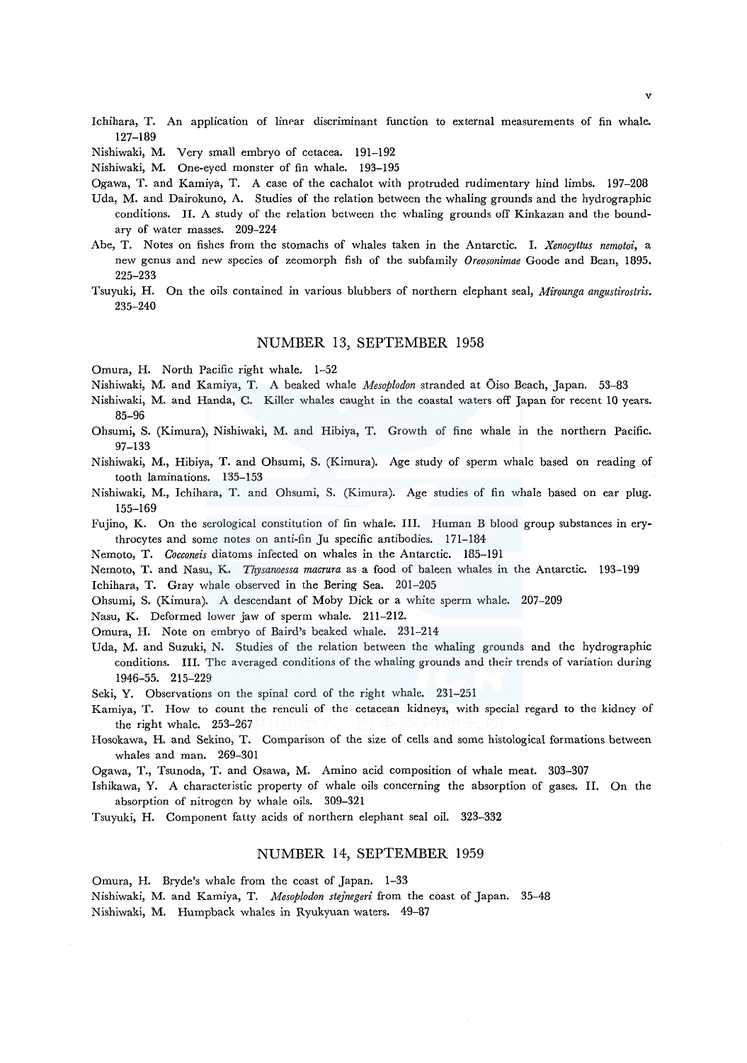Ichihara, T. An application of linear discriminant function to external measurements of fin whale. 127–189

Nishiwaki, M. Very small embryo of cetacea. 191–192

Nishiwaki, M. One-eyed monster of fin whale. 193–195

Ogawa, T. and Kamiya, T. A case of the cachalot with protruded rudimentary hind limbs. 197–208

Uda, M. and Dairokuno, A. Studies of the relation between the whaling grounds and the hydrographic conditions. II. A study of the relation between the whaling grounds off Kinkazan and the boundary of water masses. 209–224

Abe, T. Notes on fishes from the stomachs of whales taken in the Antarctic. I. *Xenocyttus nemotoi*, a new genus and new species of zeomorph fish of the subfamily *Oreosonimae* Goode and Bean, 1895. 225–233

Tsuyuki, H. On the oils contained in various blubbers of northern elephant seal, *Mirounga angustirostris*. 235–240

## NUMBER 13, SEPTEMBER 1958

Omura, H. North Pacific right whale. 1–52

Nishiwaki, M. and Kamiya, T. A beaked whale *Mesoplodon* stranded at Ōiso Beach, Japan. 53–83

Nishiwaki, M. and Handa, C. Killer whales caught in the coastal waters off Japan for recent 10 years. 85–96

Ohsumi, S. (Kimura), Nishiwaki, M. and Hibiya, T. Growth of fine whale in the northern Pacific. 97–133

Nishiwaki, M., Hibiya, T. and Ohsumi, S. (Kimura). Age study of sperm whale based on reading of tooth laminations. 135–153

Nishiwaki, M., Ichihara, T. and Ohsumi, S. (Kimura). Age studies of fin whale based on ear plug. 155–169

Fujino, K. On the serological constitution of fin whale. III. Human B blood group substances in erythrocytes and some notes on anti-fin Ju specific antibodies. 171–184

Nemoto, T. *Cocconeis* diatoms infected on whales in the Antarctic. 185–191

Nemoto, T. and Nasu, K. *Thysanoessa macrura* as a food of baleen whales in the Antarctic. 193–199

Ichihara, T. Gray whale observed in the Bering Sea. 201–205

Ohsumi, S. (Kimura). A descendant of Moby Dick or a white sperm whale. 207–209

Nasu, K. Deformed lower jaw of sperm whale. 211–212.

Omura, H. Note on embryo of Baird's beaked whale. 231–214

Uda, M. and Suzuki, N. Studies of the relation between the whaling grounds and the hydrographic conditions. III. The averaged conditions of the whaling grounds and their trends of variation during 1946–55. 215–229

Seki, Y. Observations on the spinal cord of the right whale. 231–251

Kamiya, T. How to count the renculi of the cetacean kidneys, with special regard to the kidney of the right whale. 253–267

Hosokawa, H. and Sekino, T. Comparison of the size of cells and some histological formations between whales and man. 269–301

Ogawa, T., Tsunoda, T. and Osawa, M. Amino acid composition of whale meat. 303–307

Ishikawa, Y. A characteristic property of whale oils concerning the absorption of gases. II. On the absorption of nitrogen by whale oils. 309–321

Tsuyuki, H. Component fatty acids of northern elephant seal oil. 323–332

## NUMBER 14, SEPTEMBER 1959

Omura, H. Bryde's whale from the coast of Japan. 1–33

Nishiwaki, M. and Kamiya, T. *Mesoplodon stejnegeri* from the coast of Japan. 35–48

Nishiwaki, M. Humpback whales in Ryukyuan waters. 49–87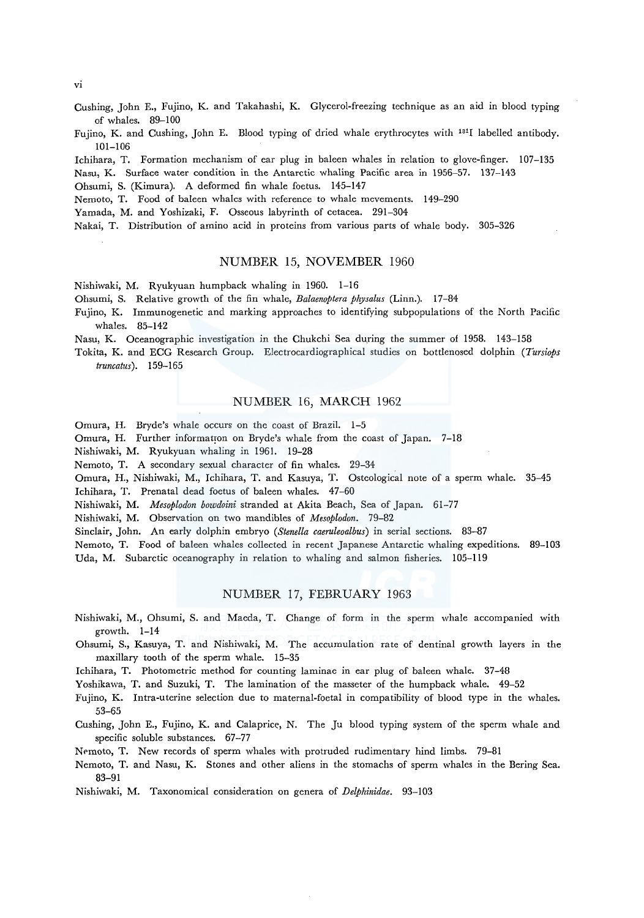Cushing, John E., Fujino, K. and Takahashi, K. Glycerol-freezing technique as an aid in blood typing of whales. 89–100

Fujino, K. and Cushing, John E. Blood typing of dried whale erythrocytes with $^{131}$I labelled antibody. 101–106

Ichihara, T. Formation mechanism of ear plug in baleen whales in relation to glove-finger. 107–135

Nasu, K. Surface water condition in the Antarctic whaling Pacific area in 1956–57. 137–143

Ohsumi, S. (Kimura). A deformed fin whale foetus. 145–147

Nemoto, T. Food of baleen whales with reference to whale movements. 149–290

Yamada, M. and Yoshizaki, F. Osseous labyrinth of cetacea. 291–304

Nakai, T. Distribution of amino acid in proteins from various parts of whale body. 305–326

## NUMBER 15, NOVEMBER 1960

Nishiwaki, M. Ryukyuan humpback whaling in 1960. 1–16

Ohsumi, S. Relative growth of the fin whale, *Balaenoptera physalus* (Linn.). 17–84

Fujino, K. Immunogenetic and marking approaches to identifying subpopulations of the North Pacific whales. 85–142

Nasu, K. Oceanographic investigation in the Chukchi Sea during the summer of 1958. 143–158

Tokita, K. and ECG Research Group. Electrocardiographical studies on bottlenosed dolphin (*Tursiops truncatus*). 159–165

## NUMBER 16, MARCH 1962

Omura, H. Bryde's whale occurs on the coast of Brazil. 1–5

Omura, H. Further information on Bryde's whale from the coast of Japan. 7–18

Nishiwaki, M. Ryukyuan whaling in 1961. 19–28

Nemoto, T. A secondary sexual character of fin whales. 29–34

Omura, H., Nishiwaki, M., Ichihara, T. and Kasuya, T. Osteological note of a sperm whale. 35–45

Ichihara, T. Prenatal dead foetus of baleen whales. 47–60

Nishiwaki, M. *Mesoplodon bowdoini* stranded at Akita Beach, Sea of Japan. 61–77

Nishiwaki, M. Observation on two mandibles of *Mesoplodon*. 79–82

Sinclair, John. An early dolphin embryo (*Stenella caeruleoalbus*) in serial sections. 83–87

Nemoto, T. Food of baleen whales collected in recent Japanese Antarctic whaling expeditions. 89–103

Uda, M. Subarctic oceanography in relation to whaling and salmon fisheries. 105–119

## NUMBER 17, FEBRUARY 1963

Nishiwaki, M., Ohsumi, S. and Maeda, T. Change of form in the sperm whale accompanied with growth. 1–14

Ohsumi, S., Kasuya, T. and Nishiwaki, M. The accumulation rate of dentinal growth layers in the maxillary tooth of the sperm whale. 15–35

Ichihara, T. Photometric method for counting laminae in ear plug of baleen whale. 37–48

Yoshikawa, T. and Suzuki, T. The lamination of the masseter of the humpback whale. 49–52

Fujino, K. Intra-uterine selection due to maternal-foetal in compatibility of blood type in the whales. 53–65

Cushing, John E., Fujino, K. and Calaprice, N. The Ju blood typing system of the sperm whale and specific soluble substances. 67–77

Nemoto, T. New records of sperm whales with protruded rudimentary hind limbs. 79–81

Nemoto, T. and Nasu, K. Stones and other aliens in the stomachs of sperm whales in the Bering Sea. 83–91

Nishiwaki, M. Taxonomical consideration on genera of *Delphinidae*. 93–103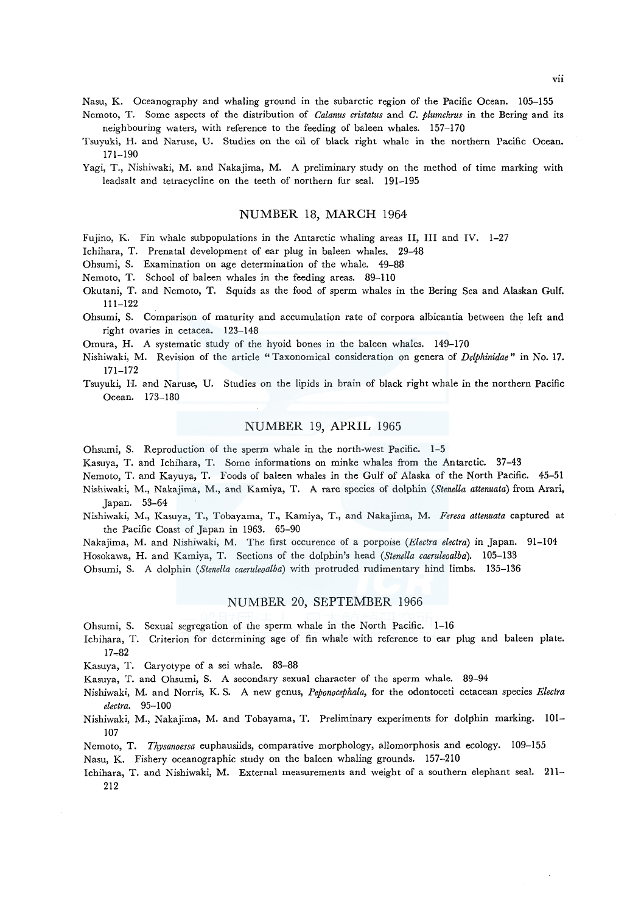Nasu, K. Oceanography and whaling ground in the subarctic region of the Pacific Ocean. 105–155

Nemoto, T. Some aspects of the distribution of *Calanus cristatus* and *C. plumchrus* in the Bering and its neighbouring waters, with reference to the feeding of baleen whales. 157–170

Tsuyuki, H. and Naruse, U. Studies on the oil of black right whale in the northern Pacific Ocean. 171–190

Yagi, T., Nishiwaki, M. and Nakajima, M. A preliminary study on the method of time marking with leadsalt and tetracycline on the teeth of northern fur seal. 191–195

## NUMBER 18, MARCH 1964

Fujino, K. Fin whale subpopulations in the Antarctic whaling areas II, III and IV. 1–27

Ichihara, T. Prenatal development of ear plug in baleen whales. 29–48

Ohsumi, S. Examination on age determination of the whale. 49–88

Nemoto, T. School of baleen whales in the feeding areas. 89–110

Okutani, T. and Nemoto, T. Squids as the food of sperm whales in the Bering Sea and Alaskan Gulf. 111–122

Ohsumi, S. Comparison of maturity and accumulation rate of corpora albicantia between the left and right ovaries in cetacea. 123–148

Omura, H. A systematic study of the hyoid bones in the baleen whales. 149–170

Nishiwaki, M. Revision of the article "Taxonomical consideration on genera of *Delphinidae*" in No. 17. 171–172

Tsuyuki, H. and Naruse, U. Studies on the lipids in brain of black right whale in the northern Pacific Ocean. 173–180

## NUMBER 19, APRIL 1965

Ohsumi, S. Reproduction of the sperm whale in the north-west Pacific. 1–5

Kasuya, T. and Ichihara, T. Some informations on minke whales from the Antarctic. 37–43

Nemoto, T. and Kayuya, T. Foods of baleen whales in the Gulf of Alaska of the North Pacific. 45–51

Nishiwaki, M., Nakajima, M., and Kamiya, T. A rare species of dolphin (*Stenella attenuata*) from Arari, Japan. 53–64

Nishiwaki, M., Kasuya, T., Tobayama, T., Kamiya, T., and Nakajima, M. *Feresa attenuata* captured at the Pacific Coast of Japan in 1963. 65–90

Nakajima, M. and Nishiwaki, M. The first occurence of a porpoise (*Electra electra*) in Japan. 91–104

Hosokawa, H. and Kamiya, T. Sections of the dolphin's head (*Stenella caeruleoalba*). 105–133

Ohsumi, S. A dolphin (*Stenella caeruleoalba*) with protruded rudimentary hind limbs. 135–136

## NUMBER 20, SEPTEMBER 1966

Ohsumi, S. Sexual segregation of the sperm whale in the North Pacific. 1–16

Ichihara, T. Criterion for determining age of fin whale with reference to ear plug and baleen plate. 17–82

Kasuya, T. Caryotype of a sei whale. 83–88

Kasuya, T. and Ohsumi, S. A secondary sexual character of the sperm whale. 89–94

Nishiwaki, M. and Norris, K. S. A new genus, *Peponocephala*, for the odontoceti cetacean species *Electra electra*. 95–100

Nishiwaki, M., Nakajima, M. and Tobayama, T. Preliminary experiments for dolphin marking. 101–107

Nemoto, T. *Thysanoessa* euphausiids, comparative morphology, allomorphosis and ecology. 109–155

Nasu, K. Fishery oceanographic study on the baleen whaling grounds. 157–210

Ichihara, T. and Nishiwaki, M. External measurements and weight of a southern elephant seal. 211–212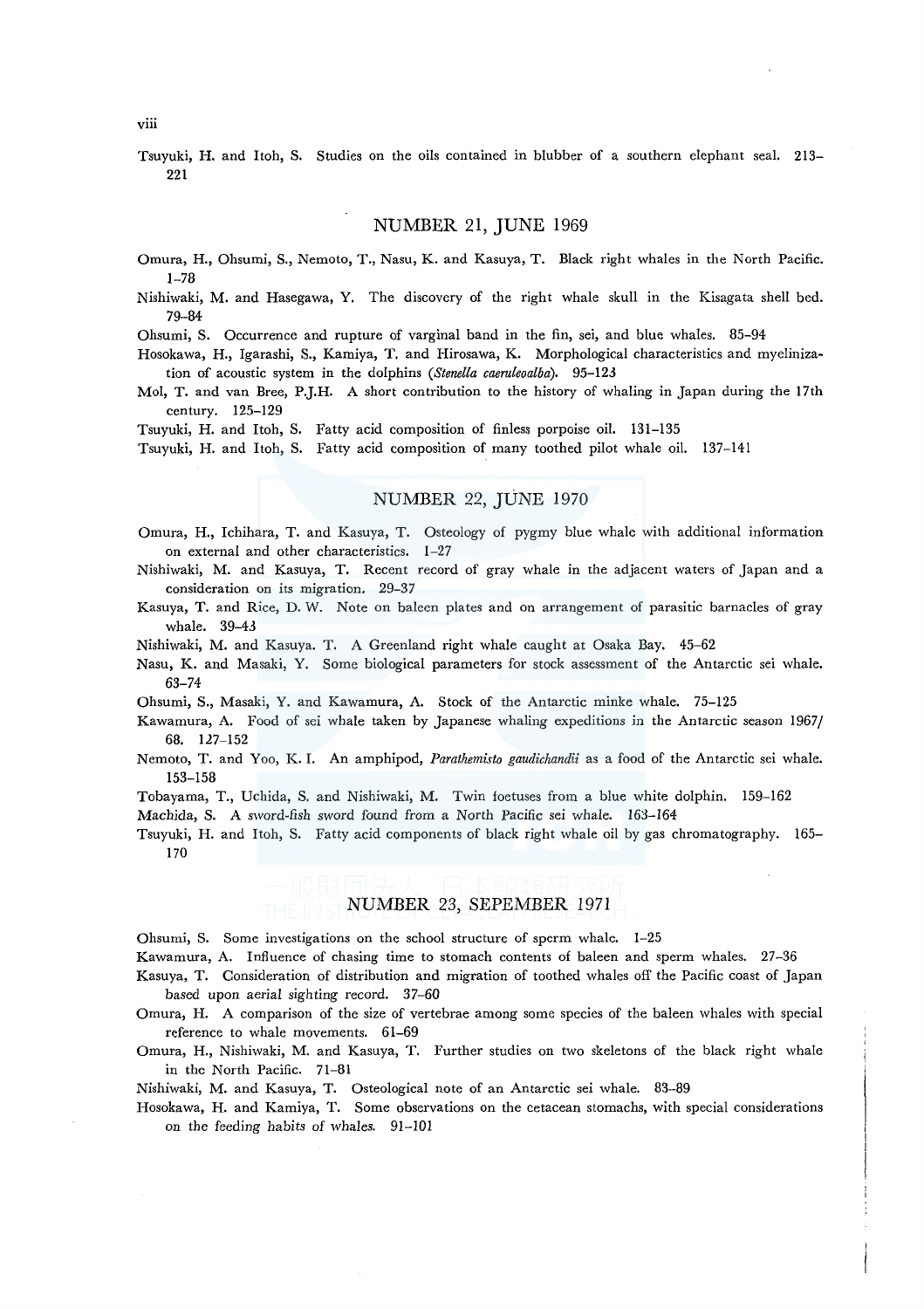Tsuyuki, H. and Itoh, S. Studies on the oils contained in blubber of a southern elephant seal. 213–221

## NUMBER 21, JUNE 1969

Omura, H., Ohsumi, S., Nemoto, T., Nasu, K. and Kasuya, T. Black right whales in the North Pacific. 1–78

Nishiwaki, M. and Hasegawa, Y. The discovery of the right whale skull in the Kisagata shell bed. 79–84

Ohsumi, S. Occurrence and rupture of varginal band in the fin, sei, and blue whales. 85–94

Hosokawa, H., Igarashi, S., Kamiya, T. and Hirosawa, K. Morphological characteristics and myelinization of acoustic system in the dolphins (*Stenella caeruleoalba*). 95–123

Mol, T. and van Bree, P.J.H. A short contribution to the history of whaling in Japan during the 17th century. 125–129

Tsuyuki, H. and Itoh, S. Fatty acid composition of finless porpoise oil. 131–135

Tsuyuki, H. and Itoh, S. Fatty acid composition of many toothed pilot whale oil. 137–141

## NUMBER 22, JUNE 1970

Omura, H., Ichihara, T. and Kasuya, T. Osteology of pygmy blue whale with additional information on external and other characteristics. 1–27

Nishiwaki, M. and Kasuya, T. Recent record of gray whale in the adjacent waters of Japan and a consideration on its migration. 29–37

Kasuya, T. and Rice, D. W. Note on baleen plates and on arrangement of parasitic barnacles of gray whale. 39–43

Nishiwaki, M. and Kasuya. T. A Greenland right whale caught at Osaka Bay. 45–62

Nasu, K. and Masaki, Y. Some biological parameters for stock assessment of the Antarctic sei whale. 63–74

Ohsumi, S., Masaki, Y. and Kawamura, A. Stock of the Antarctic minke whale. 75–125

Kawamura, A. Food of sei whale taken by Japanese whaling expeditions in the Antarctic season 1967/68. 127–152

Nemoto, T. and Yoo, K. I. An amphipod, *Parathemisto gaudichandii* as a food of the Antarctic sei whale. 153–158

Tobayama, T., Uchida, S. and Nishiwaki, M. Twin foetuses from a blue white dolphin. 159–162

Machida, S. A sword-fish sword found from a North Pacific sei whale. 163–164

Tsuyuki, H. and Itoh, S. Fatty acid components of black right whale oil by gas chromatography. 165–170

## NUMBER 23, SEPEMBER 1971

Ohsumi, S. Some investigations on the school structure of sperm whale. 1–25

Kawamura, A. Influence of chasing time to stomach contents of baleen and sperm whales. 27–36

Kasuya, T. Consideration of distribution and migration of toothed whales off the Pacific coast of Japan based upon aerial sighting record. 37–60

Omura, H. A comparison of the size of vertebrae among some species of the baleen whales with special reference to whale movements. 61–69

Omura, H., Nishiwaki, M. and Kasuya, T. Further studies on two skeletons of the black right whale in the North Pacific. 71–81

Nishiwaki, M. and Kasuya, T. Osteological note of an Antarctic sei whale. 83–89

Hosokawa, H. and Kamiya, T. Some observations on the cetacean stomachs, with special considerations on the feeding habits of whales. 91–101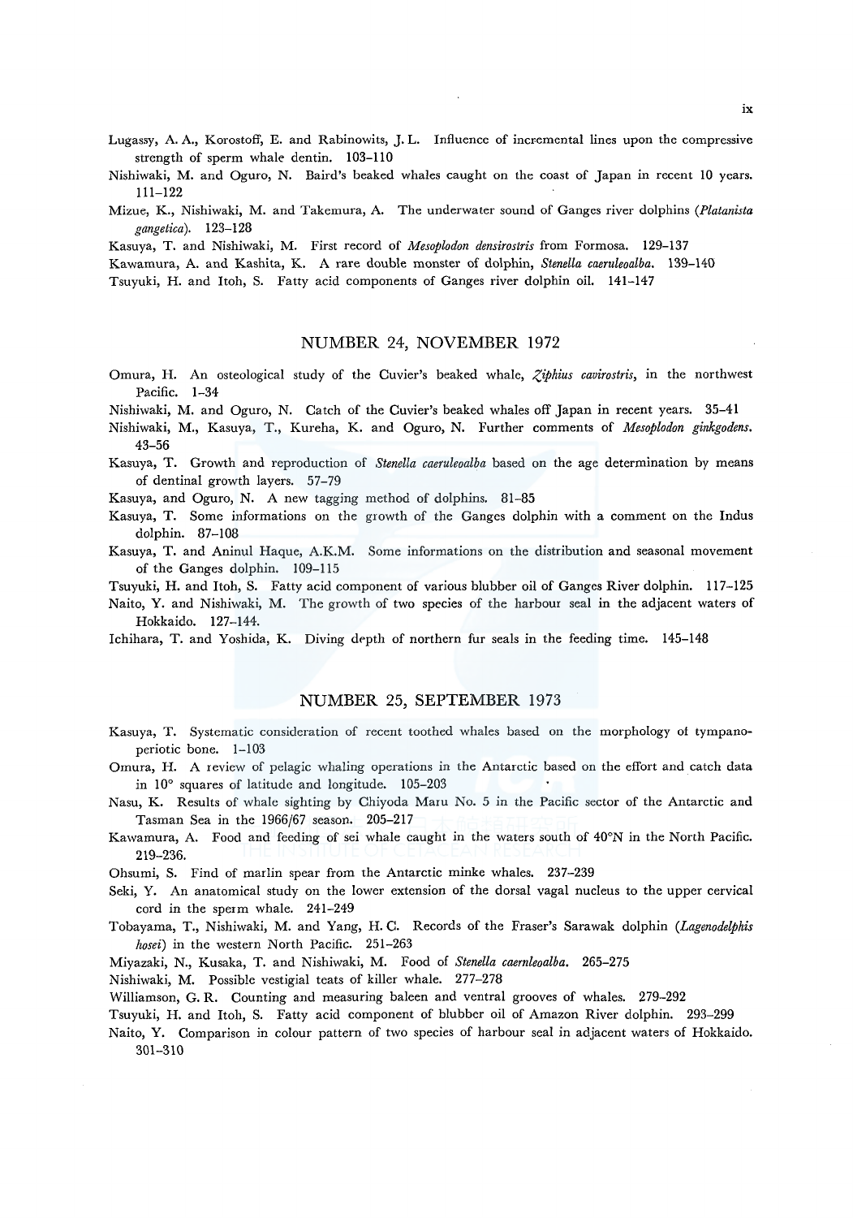Lugassy, A. A., Korostoff, E. and Rabinowits, J. L. Influence of incremental lines upon the compressive strength of sperm whale dentin. 103–110

Nishiwaki, M. and Oguro, N. Baird's beaked whales caught on the coast of Japan in recent 10 years. 111–122

Mizue, K., Nishiwaki, M. and Takemura, A. The underwater sound of Ganges river dolphins (*Platanista gangetica*). 123–128

Kasuya, T. and Nishiwaki, M. First record of *Mesoplodon densirostris* from Formosa. 129–137

Kawamura, A. and Kashita, K. A rare double monster of dolphin, *Stenella caeruleoalba*. 139–140

Tsuyuki, H. and Itoh, S. Fatty acid components of Ganges river dolphin oil. 141–147

## NUMBER 24, NOVEMBER 1972

Omura, H. An osteological study of the Cuvier's beaked whale, *Ziphius cavirostris*, in the northwest Pacific. 1–34

Nishiwaki, M. and Oguro, N. Catch of the Cuvier's beaked whales off Japan in recent years. 35–41

Nishiwaki, M., Kasuya, T., Kureha, K. and Oguro, N. Further comments of *Mesoplodon ginkgodens*. 43–56

Kasuya, T. Growth and reproduction of *Stenella caeruleoalba* based on the age determination by means of dentinal growth layers. 57–79

Kasuya, and Oguro, N. A new tagging method of dolphins. 81–85

Kasuya, T. Some informations on the growth of the Ganges dolphin with a comment on the Indus dolphin. 87–108

Kasuya, T. and Aninul Haque, A.K.M. Some informations on the distribution and seasonal movement of the Ganges dolphin. 109–115

Tsuyuki, H. and Itoh, S. Fatty acid component of various blubber oil of Ganges River dolphin. 117–125

Naito, Y. and Nishiwaki, M. The growth of two species of the harbour seal in the adjacent waters of Hokkaido. 127–144.

Ichihara, T. and Yoshida, K. Diving depth of northern fur seals in the feeding time. 145–148

## NUMBER 25, SEPTEMBER 1973

Kasuya, T. Systematic consideration of recent toothed whales based on the morphology of tympano-periotic bone. 1–103

Omura, H. A review of pelagic whaling operations in the Antarctic based on the effort and catch data in 10° squares of latitude and longitude. 105–203

Nasu, K. Results of whale sighting by Chiyoda Maru No. 5 in the Pacific sector of the Antarctic and Tasman Sea in the 1966/67 season. 205–217

Kawamura, A. Food and feeding of sei whale caught in the waters south of 40°N in the North Pacific. 219–236.

Ohsumi, S. Find of marlin spear from the Antarctic minke whales. 237–239

Seki, Y. An anatomical study on the lower extension of the dorsal vagal nucleus to the upper cervical cord in the sperm whale. 241–249

Tobayama, T., Nishiwaki, M. and Yang, H. C. Records of the Fraser's Sarawak dolphin (*Lagenodelphis hosei*) in the western North Pacific. 251–263

Miyazaki, N., Kusaka, T. and Nishiwaki, M. Food of *Stenella caernleoalba*. 265–275

Nishiwaki, M. Possible vestigial teats of killer whale. 277–278

Williamson, G. R. Counting and measuring baleen and ventral grooves of whales. 279–292

Tsuyuki, H. and Itoh, S. Fatty acid component of blubber oil of Amazon River dolphin. 293–299

Naito, Y. Comparison in colour pattern of two species of harbour seal in adjacent waters of Hokkaido. 301–310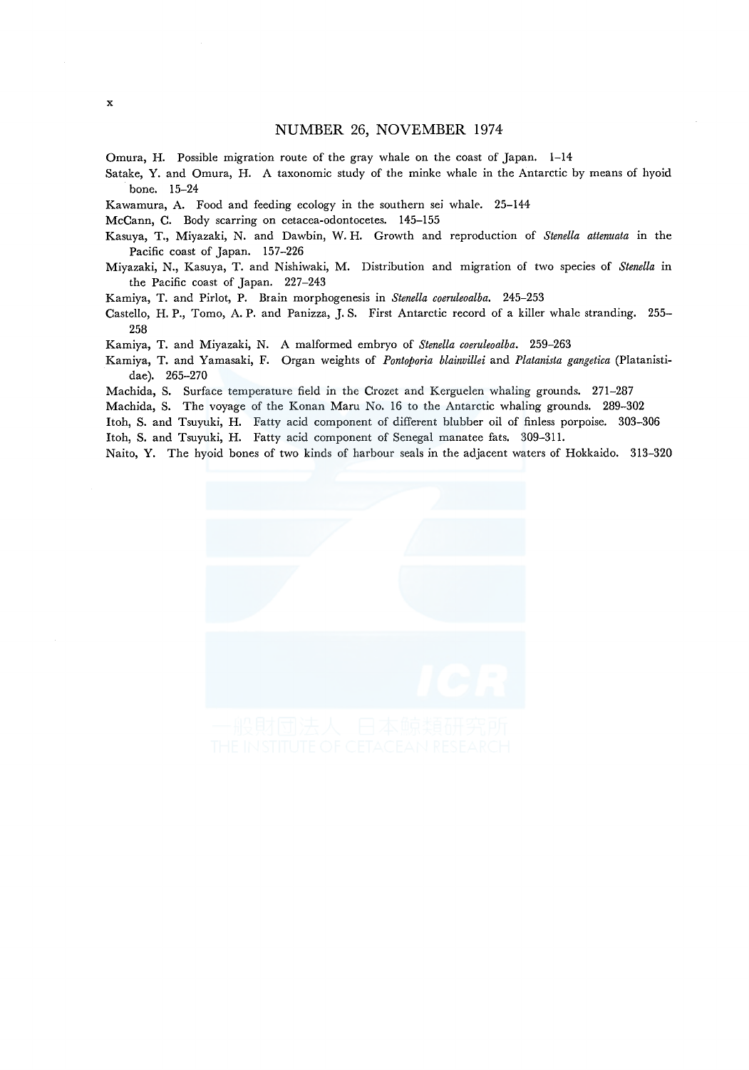## NUMBER 26, NOVEMBER 1974

Omura, H. Possible migration route of the gray whale on the coast of Japan. 1–14

Satake, Y. and Omura, H. A taxonomic study of the minke whale in the Antarctic by means of hyoid bone. 15–24

Kawamura, A. Food and feeding ecology in the southern sei whale. 25–144

McCann, C. Body scarring on cetacea-odontocetes. 145–155

Kasuya, T., Miyazaki, N. and Dawbin, W. H. Growth and reproduction of *Stenella attenuata* in the Pacific coast of Japan. 157–226

Miyazaki, N., Kasuya, T. and Nishiwaki, M. Distribution and migration of two species of *Stenella* in the Pacific coast of Japan. 227–243

Kamiya, T. and Pirlot, P. Brain morphogenesis in *Stenella coeruleoalba*. 245–253

Castello, H. P., Tomo, A. P. and Panizza, J. S. First Antarctic record of a killer whale stranding. 255–258

Kamiya, T. and Miyazaki, N. A malformed embryo of *Stenella coeruleoalba*. 259–263

Kamiya, T. and Yamasaki, F. Organ weights of *Pontoporia blainvillei* and *Platanista gangetica* (Platanistidae). 265–270

Machida, S. Surface temperature field in the Crozet and Kerguelen whaling grounds. 271–287

Machida, S. The voyage of the Konan Maru No. 16 to the Antarctic whaling grounds. 289–302

Itoh, S. and Tsuyuki, H. Fatty acid component of different blubber oil of finless porpoise. 303–306

Itoh, S. and Tsuyuki, H. Fatty acid component of Senegal manatee fats. 309–311.

Naito, Y. The hyoid bones of two kinds of harbour seals in the adjacent waters of Hokkaido. 313–320